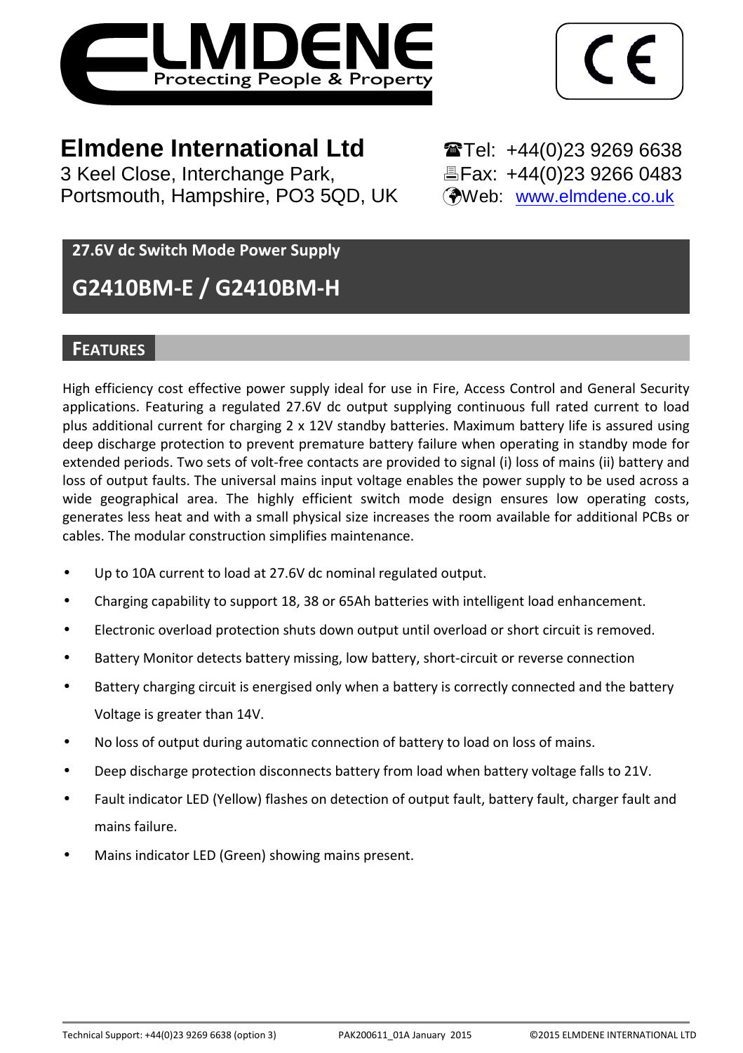**Elmdene International Ltd**

3 Keel Close, Interchange Park,
Portsmouth, Hampshire, PO3 5QD, UK

☎Tel: +44(0)23 9269 6638
Fax: +44(0)23 9266 0483
Web: www.elmdene.co.uk

## 27.6V dc Switch Mode Power Supply

# G2410BM-E / G2410BM-H

## FEATURES

High efficiency cost effective power supply ideal for use in Fire, Access Control and General Security applications. Featuring a regulated 27.6V dc output supplying continuous full rated current to load plus additional current for charging 2 x 12V standby batteries. Maximum battery life is assured using deep discharge protection to prevent premature battery failure when operating in standby mode for extended periods. Two sets of volt-free contacts are provided to signal (i) loss of mains (ii) battery and loss of output faults. The universal mains input voltage enables the power supply to be used across a wide geographical area. The highly efficient switch mode design ensures low operating costs, generates less heat and with a small physical size increases the room available for additional PCBs or cables. The modular construction simplifies maintenance.

- Up to 10A current to load at 27.6V dc nominal regulated output.
- Charging capability to support 18, 38 or 65Ah batteries with intelligent load enhancement.
- Electronic overload protection shuts down output until overload or short circuit is removed.
- Battery Monitor detects battery missing, low battery, short-circuit or reverse connection
- Battery charging circuit is energised only when a battery is correctly connected and the battery Voltage is greater than 14V.
- No loss of output during automatic connection of battery to load on loss of mains.
- Deep discharge protection disconnects battery from load when battery voltage falls to 21V.
- Fault indicator LED (Yellow) flashes on detection of output fault, battery fault, charger fault and mains failure.
- Mains indicator LED (Green) showing mains present.

Technical Support: +44(0)23 9269 6638 (option 3) PAK200611_01A January 2015 ©2015 ELMDENE INTERNATIONAL LTD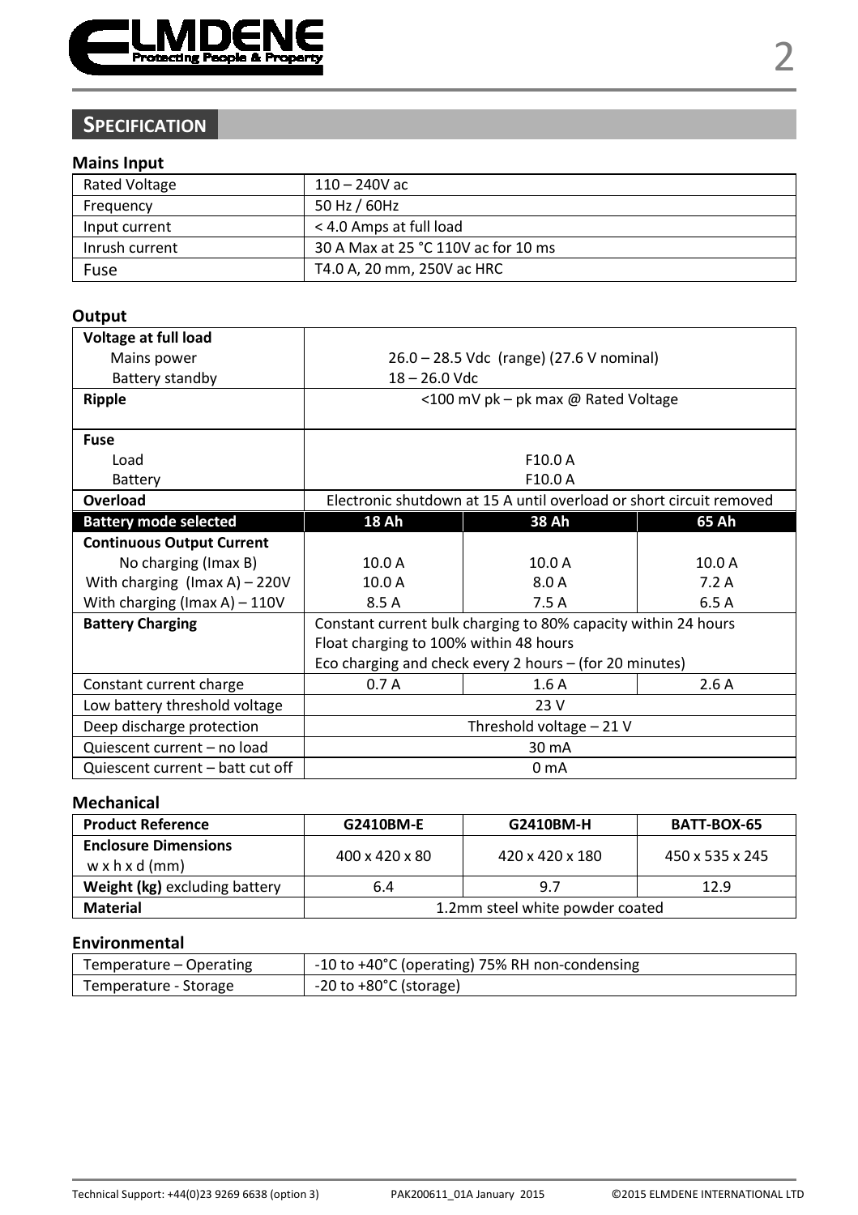## SPECIFICATION

### Mains Input

| | |
|---|---|
| Rated Voltage | 110 – 240V ac |
| Frequency | 50 Hz / 60Hz |
| Input current | < 4.0 Amps at full load |
| Inrush current | 30 A Max at 25 °C 110V ac for 10 ms |
| Fuse | T4.0 A, 20 mm, 250V ac HRC |

### Output

| | | | |
|---|---|---|---|
| **Voltage at full load** | | | |
| Mains power | 26.0 – 28.5 Vdc (range) (27.6 V nominal) | | |
| Battery standby | 18 – 26.0 Vdc | | |
| **Ripple** | <100 mV pk – pk max @ Rated Voltage | | |
| **Fuse** | | | |
| Load | F10.0 A | | |
| Battery | F10.0 A | | |
| **Overload** | Electronic shutdown at 15 A until overload or short circuit removed | | |
| **Battery mode selected** | **18 Ah** | **38 Ah** | **65 Ah** |
| **Continuous Output Current** | | | |
| No charging (Imax B) | 10.0 A | 10.0 A | 10.0 A |
| With charging (Imax A) – 220V | 10.0 A | 8.0 A | 7.2 A |
| With charging (Imax A) – 110V | 8.5 A | 7.5 A | 6.5 A |
| **Battery Charging** | Constant current bulk charging to 80% capacity within 24 hours<br>Float charging to 100% within 48 hours<br>Eco charging and check every 2 hours – (for 20 minutes) | | |
| Constant current charge | 0.7 A | 1.6 A | 2.6 A |
| Low battery threshold voltage | 23 V | | |
| Deep discharge protection | Threshold voltage – 21 V | | |
| Quiescent current – no load | 30 mA | | |
| Quiescent current – batt cut off | 0 mA | | |

### Mechanical

| **Product Reference** | **G2410BM-E** | **G2410BM-H** | **BATT-BOX-65** |
|---|---|---|---|
| **Enclosure Dimensions** w x h x d (mm) | 400 x 420 x 80 | 420 x 420 x 180 | 450 x 535 x 245 |
| **Weight (kg)** excluding battery | 6.4 | 9.7 | 12.9 |
| **Material** | 1.2mm steel white powder coated | | |

### Environmental

| | |
|---|---|
| Temperature – Operating | -10 to +40°C (operating) 75% RH non-condensing |
| Temperature - Storage | -20 to +80°C (storage) |

Technical Support: +44(0)23 9269 6638 (option 3) PAK200611_01A January 2015 ©2015 ELMDENE INTERNATIONAL LTD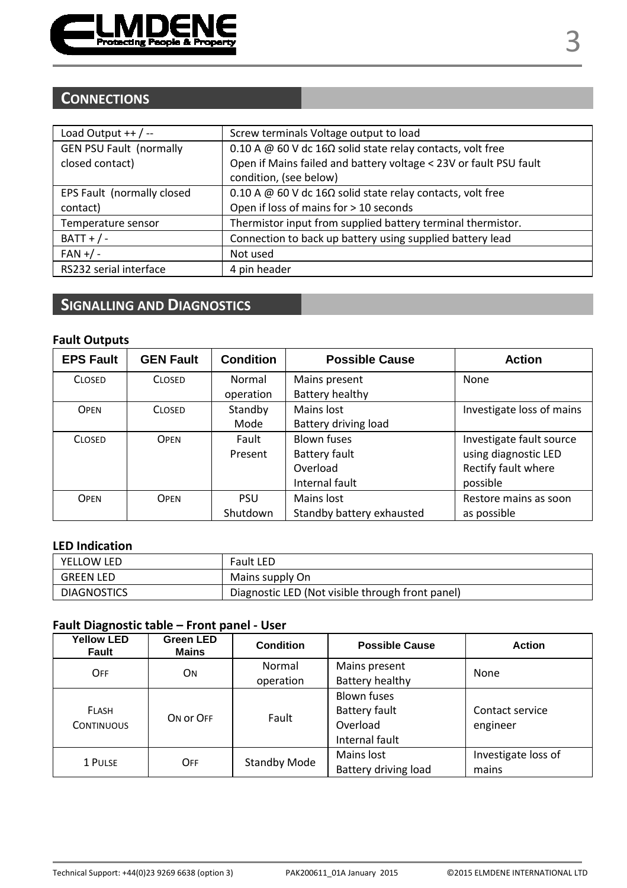## CONNECTIONS

| | |
|---|---|
| Load Output ++ / -- | Screw terminals Voltage output to load |
| GEN PSU Fault (normally closed contact) | 0.10 A @ 60 V dc 16Ω solid state relay contacts, volt free<br>Open if Mains failed and battery voltage < 23V or fault PSU fault condition, (see below) |
| EPS Fault (normally closed contact) | 0.10 A @ 60 V dc 16Ω solid state relay contacts, volt free<br>Open if loss of mains for > 10 seconds |
| Temperature sensor | Thermistor input from supplied battery terminal thermistor. |
| BATT + / - | Connection to back up battery using supplied battery lead |
| FAN +/ - | Not used |
| RS232 serial interface | 4 pin header |

## SIGNALLING AND DIAGNOSTICS

**Fault Outputs**

| EPS Fault | GEN Fault | Condition | Possible Cause | Action |
|---|---|---|---|---|
| CLOSED | CLOSED | Normal operation | Mains present<br>Battery healthy | None |
| OPEN | CLOSED | Standby Mode | Mains lost<br>Battery driving load | Investigate loss of mains |
| CLOSED | OPEN | Fault Present | Blown fuses<br>Battery fault<br>Overload<br>Internal fault | Investigate fault source using diagnostic LED<br>Rectify fault where possible |
| OPEN | OPEN | PSU Shutdown | Mains lost<br>Standby battery exhausted | Restore mains as soon as possible |

**LED Indication**

| | |
|---|---|
| YELLOW LED | Fault LED |
| GREEN LED | Mains supply On |
| DIAGNOSTICS | Diagnostic LED (Not visible through front panel) |

**Fault Diagnostic table – Front panel - User**

| Yellow LED Fault | Green LED Mains | Condition | Possible Cause | Action |
|---|---|---|---|---|
| OFF | ON | Normal operation | Mains present<br>Battery healthy | None |
| FLASH CONTINUOUS | ON or OFF | Fault | Blown fuses<br>Battery fault<br>Overload<br>Internal fault | Contact service engineer |
| 1 PULSE | OFF | Standby Mode | Mains lost<br>Battery driving load | Investigate loss of mains |

Technical Support: +44(0)23 9269 6638 (option 3) PAK200611_01A January 2015 ©2015 ELMDENE INTERNATIONAL LTD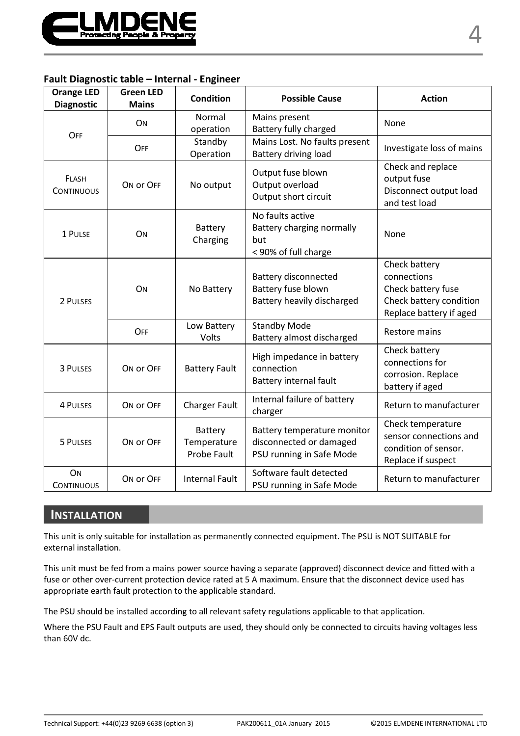### Fault Diagnostic table – Internal - Engineer

| Orange LED Diagnostic | Green LED Mains | Condition | Possible Cause | Action |
|---|---|---|---|---|
| OFF | ON | Normal operation | Mains present<br>Battery fully charged | None |
| | OFF | Standby Operation | Mains Lost. No faults present<br>Battery driving load | Investigate loss of mains |
| FLASH CONTINUOUS | ON or OFF | No output | Output fuse blown<br>Output overload<br>Output short circuit | Check and replace output fuse<br>Disconnect output load and test load |
| 1 PULSE | ON | Battery Charging | No faults active<br>Battery charging normally but<br>< 90% of full charge | None |
| 2 PULSES | ON | No Battery | Battery disconnected<br>Battery fuse blown<br>Battery heavily discharged | Check battery connections<br>Check battery fuse<br>Check battery condition<br>Replace battery if aged |
| | OFF | Low Battery Volts | Standby Mode<br>Battery almost discharged | Restore mains |
| 3 PULSES | ON or OFF | Battery Fault | High impedance in battery connection<br>Battery internal fault | Check battery connections for corrosion. Replace battery if aged |
| 4 PULSES | ON or OFF | Charger Fault | Internal failure of battery charger | Return to manufacturer |
| 5 PULSES | ON or OFF | Battery Temperature Probe Fault | Battery temperature monitor disconnected or damaged<br>PSU running in Safe Mode | Check temperature sensor connections and condition of sensor. Replace if suspect |
| ON CONTINUOUS | ON or OFF | Internal Fault | Software fault detected<br>PSU running in Safe Mode | Return to manufacturer |

## INSTALLATION

This unit is only suitable for installation as permanently connected equipment. The PSU is NOT SUITABLE for external installation.

This unit must be fed from a mains power source having a separate (approved) disconnect device and fitted with a fuse or other over-current protection device rated at 5 A maximum. Ensure that the disconnect device used has appropriate earth fault protection to the applicable standard.

The PSU should be installed according to all relevant safety regulations applicable to that application.

Where the PSU Fault and EPS Fault outputs are used, they should only be connected to circuits having voltages less than 60V dc.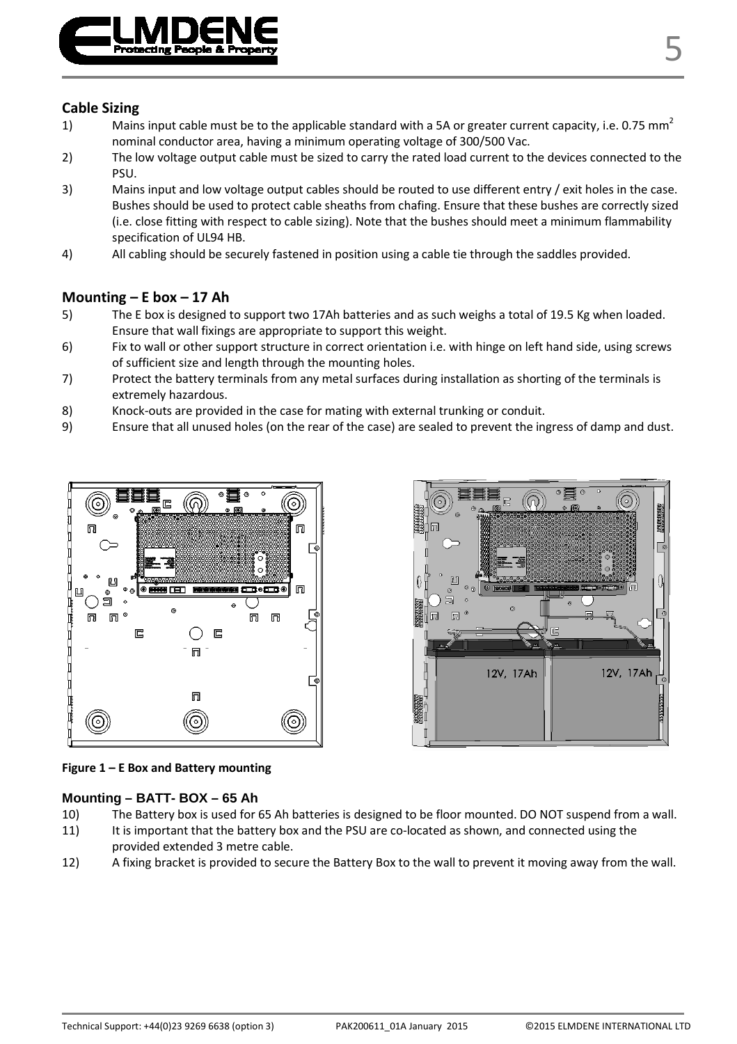## Cable Sizing

1) Mains input cable must be to the applicable standard with a 5A or greater current capacity, i.e. 0.75 $mm^2$ nominal conductor area, having a minimum operating voltage of 300/500 Vac.
2) The low voltage output cable must be sized to carry the rated load current to the devices connected to the PSU.
3) Mains input and low voltage output cables should be routed to use different entry / exit holes in the case. Bushes should be used to protect cable sheaths from chafing. Ensure that these bushes are correctly sized (i.e. close fitting with respect to cable sizing). Note that the bushes should meet a minimum flammability specification of UL94 HB.
4) All cabling should be securely fastened in position using a cable tie through the saddles provided.

## Mounting – E box – 17 Ah

5) The E box is designed to support two 17Ah batteries and as such weighs a total of 19.5 Kg when loaded. Ensure that wall fixings are appropriate to support this weight.
6) Fix to wall or other support structure in correct orientation i.e. with hinge on left hand side, using screws of sufficient size and length through the mounting holes.
7) Protect the battery terminals from any metal surfaces during installation as shorting of the terminals is extremely hazardous.
8) Knock-outs are provided in the case for mating with external trunking or conduit.
9) Ensure that all unused holes (on the rear of the case) are sealed to prevent the ingress of damp and dust.

12V, 17Ah

12V, 17Ah

**Figure 1 – E Box and Battery mounting**

## Mounting – BATT- BOX – 65 Ah

10) The Battery box is used for 65 Ah batteries is designed to be floor mounted. DO NOT suspend from a wall.
11) It is important that the battery box and the PSU are co-located as shown, and connected using the provided extended 3 metre cable.
12) A fixing bracket is provided to secure the Battery Box to the wall to prevent it moving away from the wall.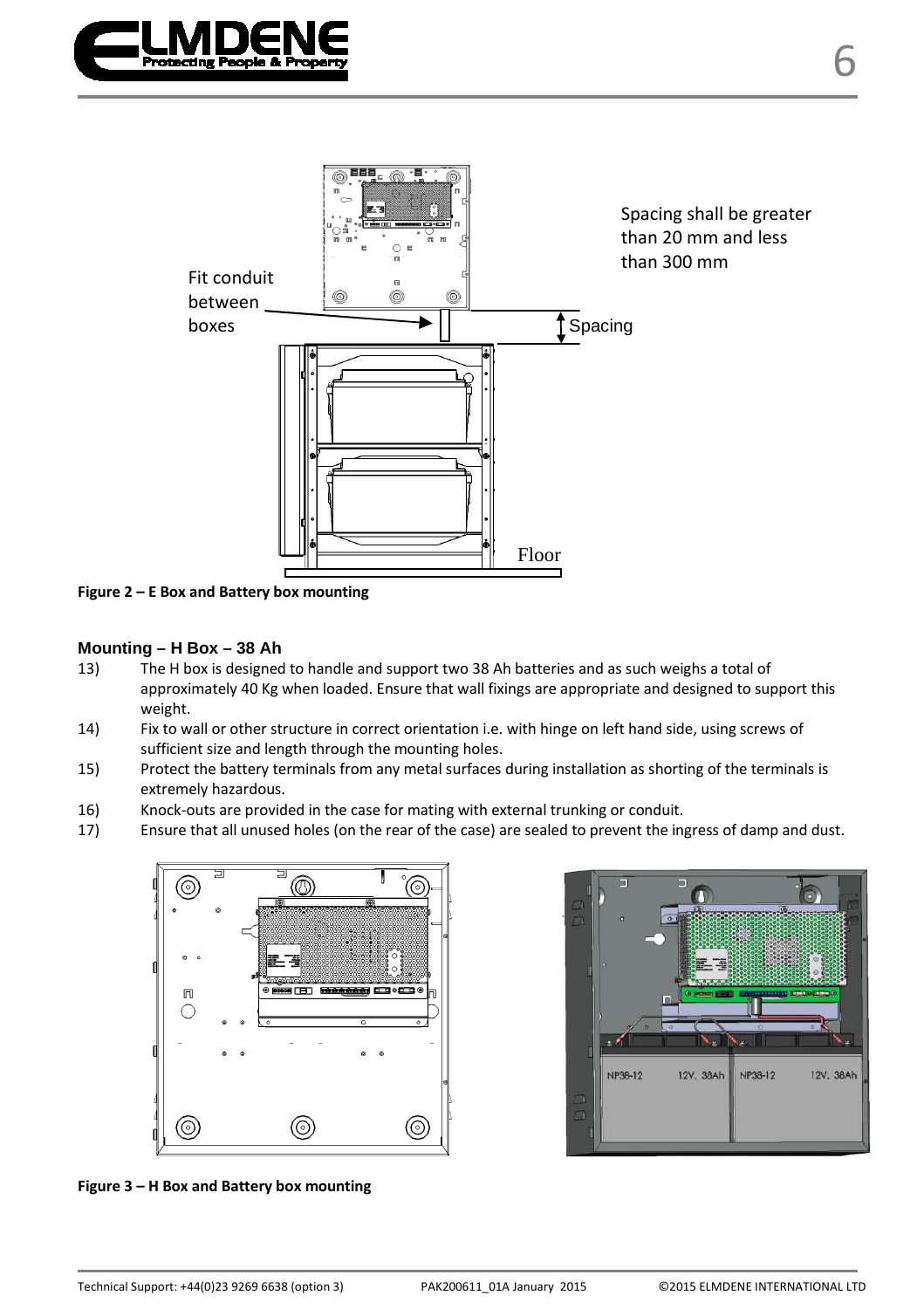Fit conduit between boxes

Spacing shall be greater than 20 mm and less than 300 mm

Spacing

Floor

**Figure 2 – E Box and Battery box mounting**

### Mounting – H Box – 38 Ah

13) The H box is designed to handle and support two 38 Ah batteries and as such weighs a total of approximately 40 Kg when loaded. Ensure that wall fixings are appropriate and designed to support this weight.
14) Fix to wall or other structure in correct orientation i.e. with hinge on left hand side, using screws of sufficient size and length through the mounting holes.
15) Protect the battery terminals from any metal surfaces during installation as shorting of the terminals is extremely hazardous.
16) Knock-outs are provided in the case for mating with external trunking or conduit.
17) Ensure that all unused holes (on the rear of the case) are sealed to prevent the ingress of damp and dust.

NP38-12 12V, 38Ah NP38-12 12V, 38Ah

**Figure 3 – H Box and Battery box mounting**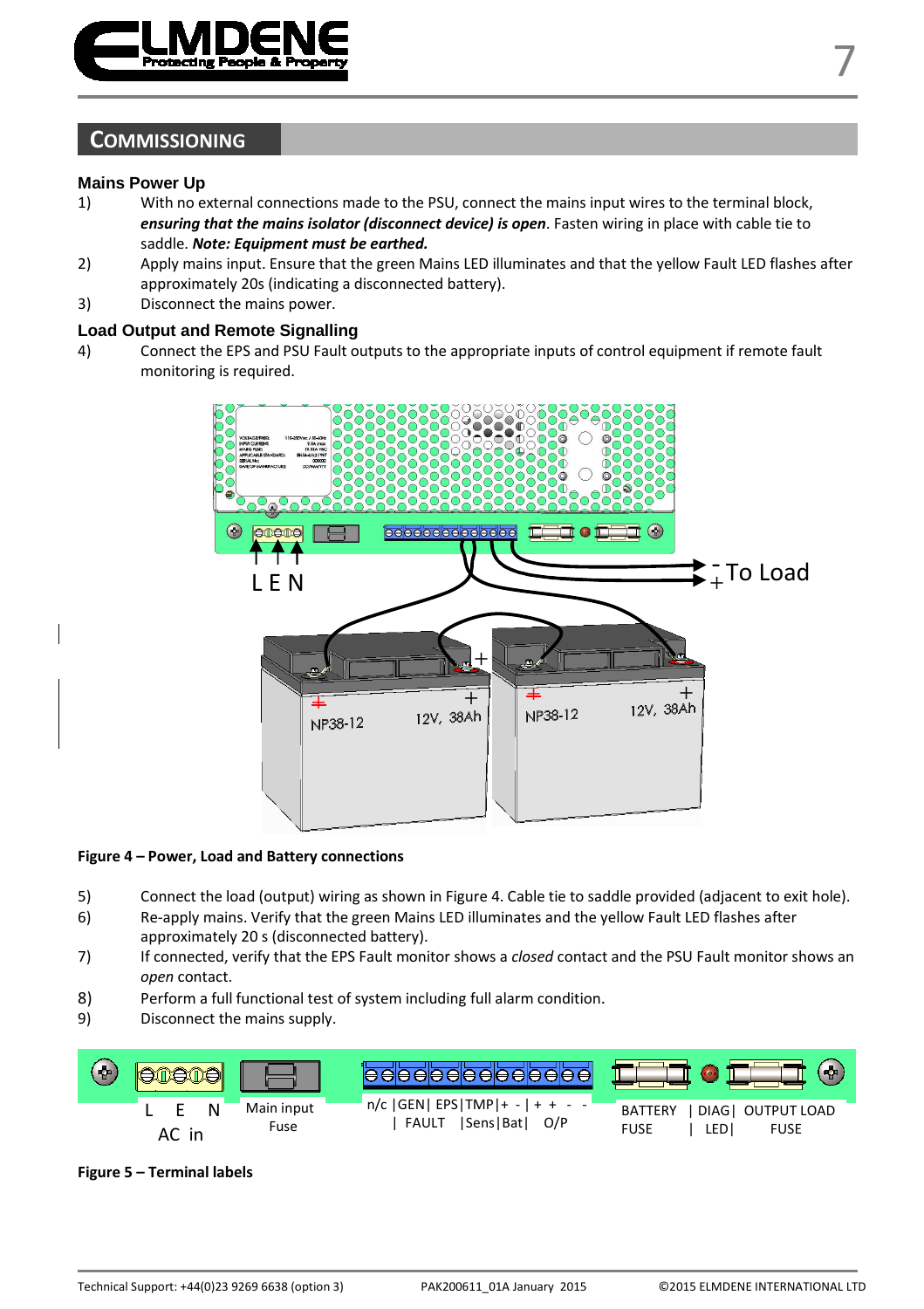## Commissioning

### Mains Power Up

1) With no external connections made to the PSU, connect the mains input wires to the terminal block, ***ensuring that the mains isolator (disconnect device) is open***. Fasten wiring in place with cable tie to saddle. ***Note: Equipment must be earthed.***
2) Apply mains input. Ensure that the green Mains LED illuminates and that the yellow Fault LED flashes after approximately 20s (indicating a disconnected battery).
3) Disconnect the mains power.

### Load Output and Remote Signalling

4) Connect the EPS and PSU Fault outputs to the appropriate inputs of control equipment if remote fault monitoring is required.

L E N

To Load

NP38-12 12V, 38Ah

NP38-12 12V, 38Ah

**Figure 4 – Power, Load and Battery connections**

5) Connect the load (output) wiring as shown in Figure 4. Cable tie to saddle provided (adjacent to exit hole).
6) Re-apply mains. Verify that the green Mains LED illuminates and the yellow Fault LED flashes after approximately 20 s (disconnected battery).
7) If connected, verify that the EPS Fault monitor shows a *closed* contact and the PSU Fault monitor shows an *open* contact.
8) Perform a full functional test of system including full alarm condition.
9) Disconnect the mains supply.

L E N
AC in

Main input Fuse

n/c |GEN| EPS|TMP|+ - | + + - -
| FAULT |Sens|Bat| O/P

BATTERY FUSE | DIAG| LED| OUTPUT LOAD FUSE

**Figure 5 – Terminal labels**

Technical Support: +44(0)23 9269 6638 (option 3) PAK200611_01A January 2015 ©2015 ELMDENE INTERNATIONAL LTD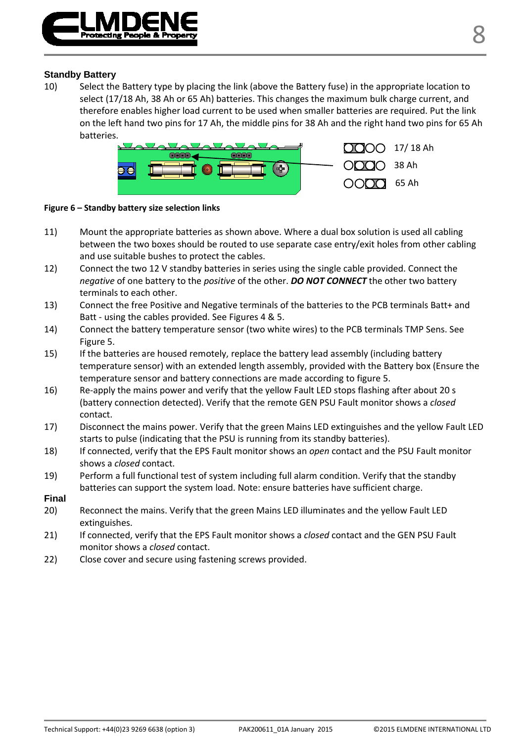## Standby Battery

10) Select the Battery type by placing the link (above the Battery fuse) in the appropriate location to select (17/18 Ah, 38 Ah or 65 Ah) batteries. This changes the maximum bulk charge current, and therefore enables higher load current to be used when smaller batteries are required. Put the link on the left hand two pins for 17 Ah, the middle pins for 38 Ah and the right hand two pins for 65 Ah batteries.

17/ 18 Ah

38 Ah

65 Ah

**Figure 6 – Standby battery size selection links**

11) Mount the appropriate batteries as shown above. Where a dual box solution is used all cabling between the two boxes should be routed to use separate case entry/exit holes from other cabling and use suitable bushes to protect the cables.
12) Connect the two 12 V standby batteries in series using the single cable provided. Connect the *negative* of one battery to the *positive* of the other. ***DO NOT CONNECT*** the other two battery terminals to each other.
13) Connect the free Positive and Negative terminals of the batteries to the PCB terminals Batt+ and Batt - using the cables provided. See Figures 4 & 5.
14) Connect the battery temperature sensor (two white wires) to the PCB terminals TMP Sens. See Figure 5.
15) If the batteries are housed remotely, replace the battery lead assembly (including battery temperature sensor) with an extended length assembly, provided with the Battery box (Ensure the temperature sensor and battery connections are made according to figure 5.
16) Re-apply the mains power and verify that the yellow Fault LED stops flashing after about 20 s (battery connection detected). Verify that the remote GEN PSU Fault monitor shows a *closed* contact.
17) Disconnect the mains power. Verify that the green Mains LED extinguishes and the yellow Fault LED starts to pulse (indicating that the PSU is running from its standby batteries).
18) If connected, verify that the EPS Fault monitor shows an *open* contact and the PSU Fault monitor shows a *closed* contact.
19) Perform a full functional test of system including full alarm condition. Verify that the standby batteries can support the system load. Note: ensure batteries have sufficient charge.

## Final

20) Reconnect the mains. Verify that the green Mains LED illuminates and the yellow Fault LED extinguishes.
21) If connected, verify that the EPS Fault monitor shows a *closed* contact and the GEN PSU Fault monitor shows a *closed* contact.
22) Close cover and secure using fastening screws provided.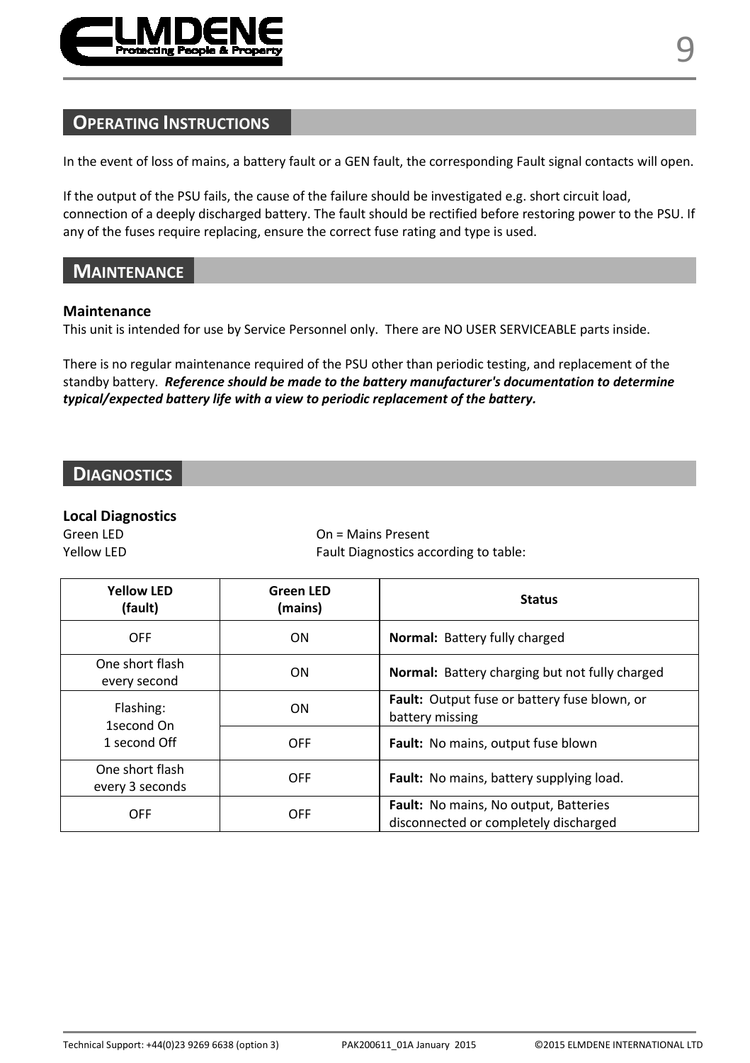## Operating Instructions

In the event of loss of mains, a battery fault or a GEN fault, the corresponding Fault signal contacts will open.

If the output of the PSU fails, the cause of the failure should be investigated e.g. short circuit load, connection of a deeply discharged battery. The fault should be rectified before restoring power to the PSU. If any of the fuses require replacing, ensure the correct fuse rating and type is used.

## Maintenance

### Maintenance

This unit is intended for use by Service Personnel only. There are NO USER SERVICEABLE parts inside.

There is no regular maintenance required of the PSU other than periodic testing, and replacement of the standby battery. ***Reference should be made to the battery manufacturer's documentation to determine typical/expected battery life with a view to periodic replacement of the battery.***

## Diagnostics

### Local Diagnostics

Green LED — On = Mains Present

Yellow LED — Fault Diagnostics according to table:

| Yellow LED (fault) | Green LED (mains) | Status |
|---|---|---|
| OFF | ON | **Normal:** Battery fully charged |
| One short flash every second | ON | **Normal:** Battery charging but not fully charged |
| Flashing: 1second On 1 second Off | ON | **Fault:** Output fuse or battery fuse blown, or battery missing |
| | OFF | **Fault:** No mains, output fuse blown |
| One short flash every 3 seconds | OFF | **Fault:** No mains, battery supplying load. |
| OFF | OFF | **Fault:** No mains, No output, Batteries disconnected or completely discharged |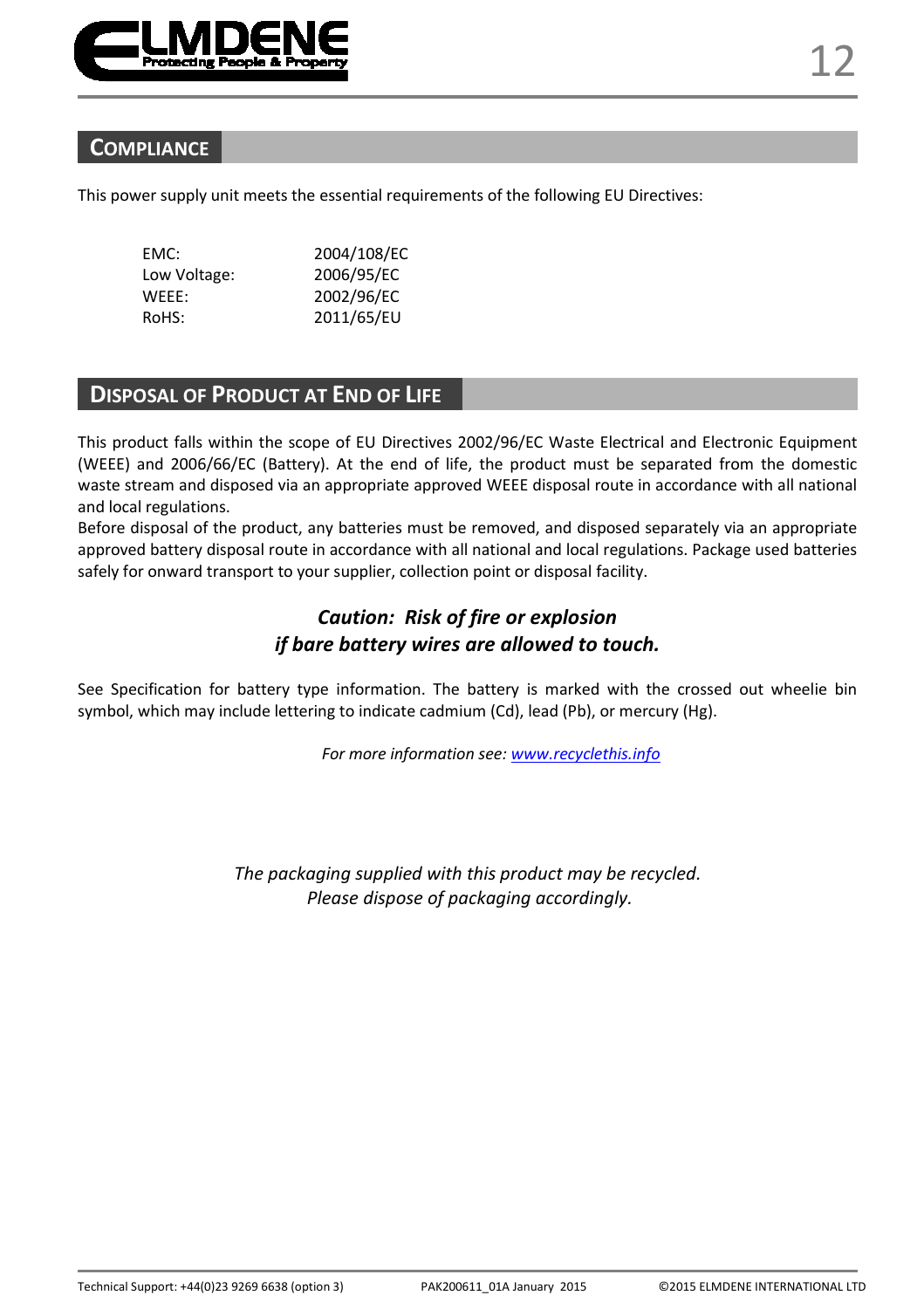## COMPLIANCE

This power supply unit meets the essential requirements of the following EU Directives:

| | |
|---|---|
| EMC: | 2004/108/EC |
| Low Voltage: | 2006/95/EC |
| WEEE: | 2002/96/EC |
| RoHS: | 2011/65/EU |

## DISPOSAL OF PRODUCT AT END OF LIFE

This product falls within the scope of EU Directives 2002/96/EC Waste Electrical and Electronic Equipment (WEEE) and 2006/66/EC (Battery). At the end of life, the product must be separated from the domestic waste stream and disposed via an appropriate approved WEEE disposal route in accordance with all national and local regulations.
Before disposal of the product, any batteries must be removed, and disposed separately via an appropriate approved battery disposal route in accordance with all national and local regulations. Package used batteries safely for onward transport to your supplier, collection point or disposal facility.

***Caution: Risk of fire or explosion***
***if bare battery wires are allowed to touch.***

See Specification for battery type information. The battery is marked with the crossed out wheelie bin symbol, which may include lettering to indicate cadmium (Cd), lead (Pb), or mercury (Hg).

*For more information see: [www.recyclethis.info](www.recyclethis.info)*

*The packaging supplied with this product may be recycled.*
*Please dispose of packaging accordingly.*

Technical Support: +44(0)23 9269 6638 (option 3) PAK200611_01A January 2015 ©2015 ELMDENE INTERNATIONAL LTD